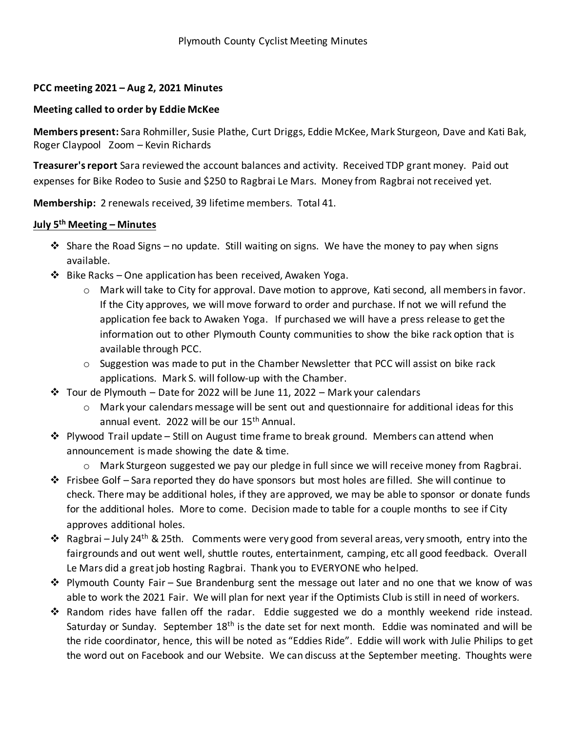Plymouth County Cyclist Meeting Minutes

**PCC meeting 2021 – Aug 2, 2021 Minutes**

**Meeting called to order by Eddie McKee**

**Members present:** Sara Rohmiller, Susie Plathe, Curt Driggs, Eddie McKee, Mark Sturgeon, Dave and Kati Bak, Roger Claypool Zoom – Kevin Richards

**Treasurer's report** Sara reviewed the account balances and activity. Received TDP grant money. Paid out expenses for Bike Rodeo to Susie and $250 to Ragbrai Le Mars. Money from Ragbrai not received yet.

**Membership:** 2 renewals received, 39 lifetime members. Total 41.

**July 5th Meeting – Minutes**

- Share the Road Signs – no update. Still waiting on signs. We have the money to pay when signs available.
- Bike Racks – One application has been received, Awaken Yoga.
  - Mark will take to City for approval. Dave motion to approve, Kati second, all members in favor. If the City approves, we will move forward to order and purchase. If not we will refund the application fee back to Awaken Yoga. If purchased we will have a press release to get the information out to other Plymouth County communities to show the bike rack option that is available through PCC.
  - Suggestion was made to put in the Chamber Newsletter that PCC will assist on bike rack applications. Mark S. will follow-up with the Chamber.
- Tour de Plymouth – Date for 2022 will be June 11, 2022 – Mark your calendars
  - Mark your calendars message will be sent out and questionnaire for additional ideas for this annual event. 2022 will be our 15th Annual.
- Plywood Trail update – Still on August time frame to break ground. Members can attend when announcement is made showing the date & time.
  - Mark Sturgeon suggested we pay our pledge in full since we will receive money from Ragbrai.
- Frisbee Golf – Sara reported they do have sponsors but most holes are filled. She will continue to check. There may be additional holes, if they are approved, we may be able to sponsor or donate funds for the additional holes. More to come. Decision made to table for a couple months to see if City approves additional holes.
- Ragbrai – July 24th & 25th. Comments were very good from several areas, very smooth, entry into the fairgrounds and out went well, shuttle routes, entertainment, camping, etc all good feedback. Overall Le Mars did a great job hosting Ragbrai. Thank you to EVERYONE who helped.
- Plymouth County Fair – Sue Brandenburg sent the message out later and no one that we know of was able to work the 2021 Fair. We will plan for next year if the Optimists Club is still in need of workers.
- Random rides have fallen off the radar. Eddie suggested we do a monthly weekend ride instead. Saturday or Sunday. September 18th is the date set for next month. Eddie was nominated and will be the ride coordinator, hence, this will be noted as "Eddies Ride". Eddie will work with Julie Philips to get the word out on Facebook and our Website. We can discuss at the September meeting. Thoughts were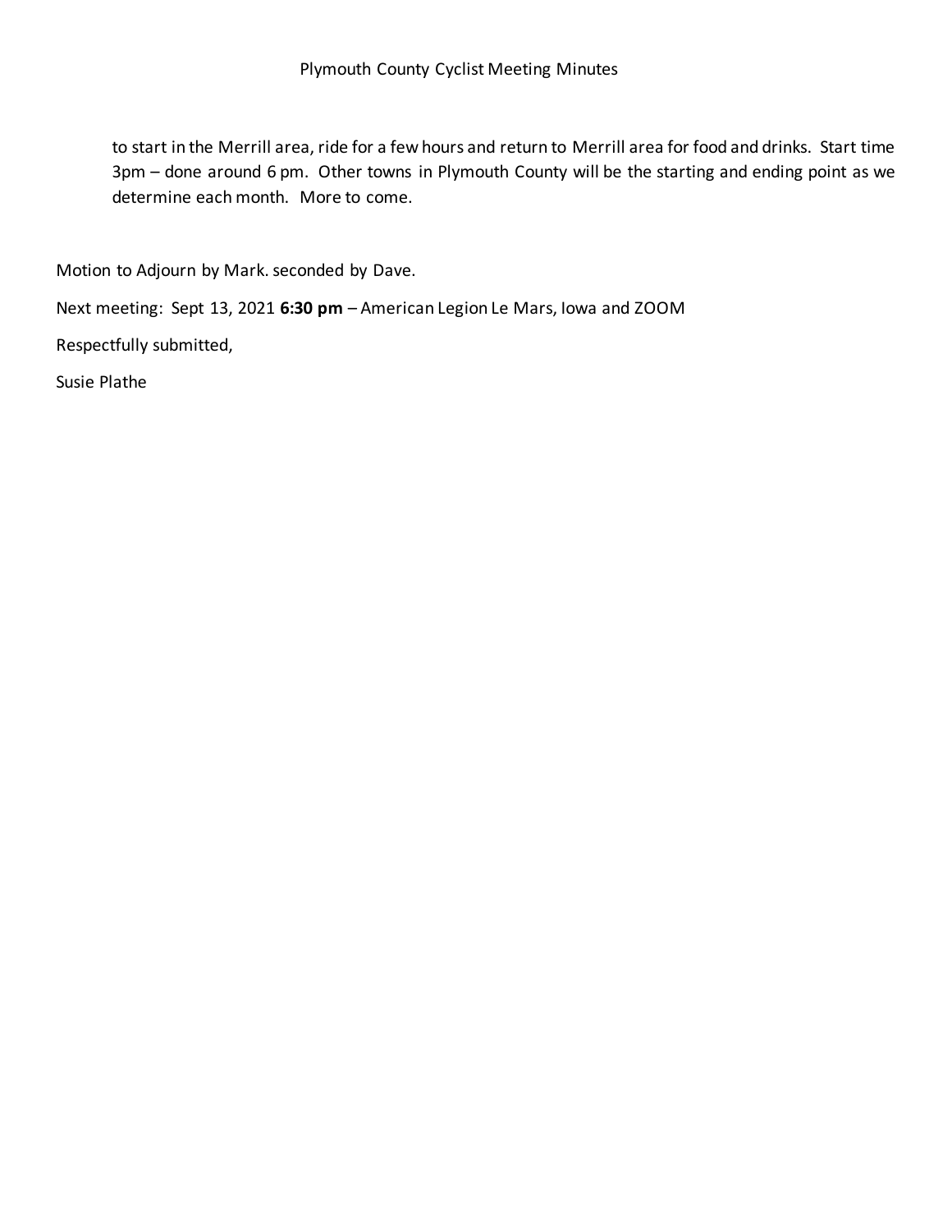to start in the Merrill area, ride for a few hours and return to Merrill area for food and drinks. Start time 3pm – done around 6 pm. Other towns in Plymouth County will be the starting and ending point as we determine each month. More to come.

Motion to Adjourn by Mark. seconded by Dave.

Next meeting: Sept 13, 2021 **6:30 pm** – American Legion Le Mars, Iowa and ZOOM

Respectfully submitted,

Susie Plathe